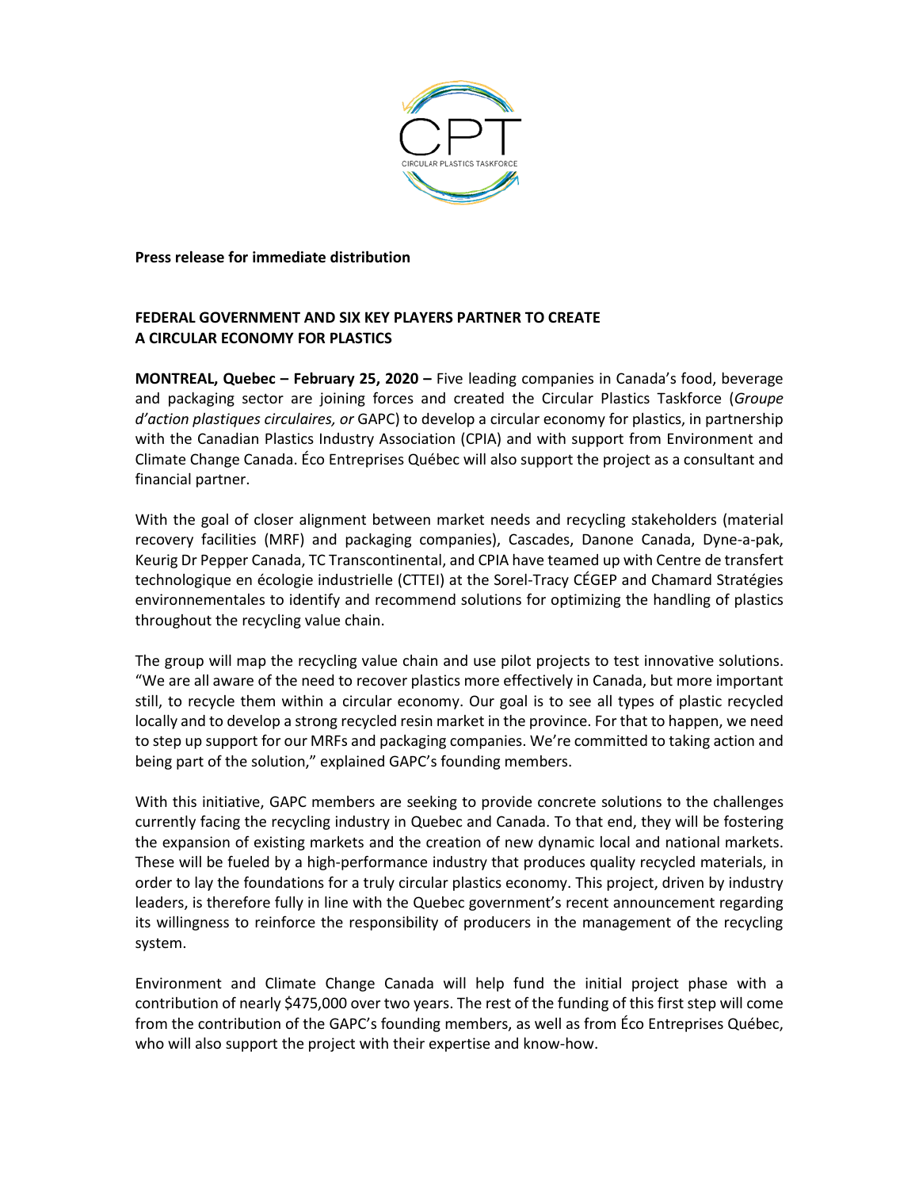CPT

CIRCULAR PLASTICS TASKFORCE

**Press release for immediate distribution**

## FEDERAL GOVERNMENT AND SIX KEY PLAYERS PARTNER TO CREATE A CIRCULAR ECONOMY FOR PLASTICS

**MONTREAL, Quebec – February 25, 2020 –** Five leading companies in Canada's food, beverage and packaging sector are joining forces and created the Circular Plastics Taskforce (*Groupe d'action plastiques circulaires, or* GAPC) to develop a circular economy for plastics, in partnership with the Canadian Plastics Industry Association (CPIA) and with support from Environment and Climate Change Canada. Éco Entreprises Québec will also support the project as a consultant and financial partner.

With the goal of closer alignment between market needs and recycling stakeholders (material recovery facilities (MRF) and packaging companies), Cascades, Danone Canada, Dyne-a-pak, Keurig Dr Pepper Canada, TC Transcontinental, and CPIA have teamed up with Centre de transfert technologique en écologie industrielle (CTTEI) at the Sorel-Tracy CÉGEP and Chamard Stratégies environnementales to identify and recommend solutions for optimizing the handling of plastics throughout the recycling value chain.

The group will map the recycling value chain and use pilot projects to test innovative solutions. "We are all aware of the need to recover plastics more effectively in Canada, but more important still, to recycle them within a circular economy. Our goal is to see all types of plastic recycled locally and to develop a strong recycled resin market in the province. For that to happen, we need to step up support for our MRFs and packaging companies. We're committed to taking action and being part of the solution," explained GAPC's founding members.

With this initiative, GAPC members are seeking to provide concrete solutions to the challenges currently facing the recycling industry in Quebec and Canada. To that end, they will be fostering the expansion of existing markets and the creation of new dynamic local and national markets. These will be fueled by a high-performance industry that produces quality recycled materials, in order to lay the foundations for a truly circular plastics economy. This project, driven by industry leaders, is therefore fully in line with the Quebec government's recent announcement regarding its willingness to reinforce the responsibility of producers in the management of the recycling system.

Environment and Climate Change Canada will help fund the initial project phase with a contribution of nearly $475,000 over two years. The rest of the funding of this first step will come from the contribution of the GAPC's founding members, as well as from Éco Entreprises Québec, who will also support the project with their expertise and know-how.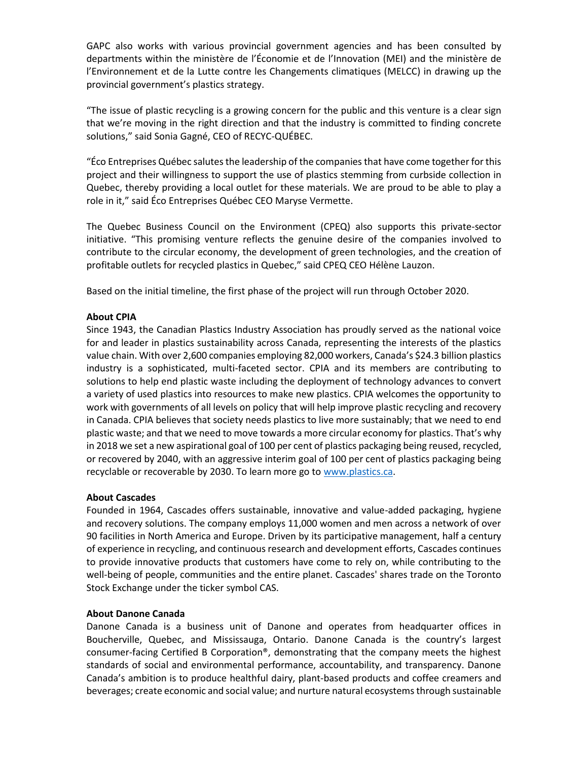GAPC also works with various provincial government agencies and has been consulted by departments within the ministère de l'Économie et de l'Innovation (MEI) and the ministère de l'Environnement et de la Lutte contre les Changements climatiques (MELCC) in drawing up the provincial government's plastics strategy.

"The issue of plastic recycling is a growing concern for the public and this venture is a clear sign that we're moving in the right direction and that the industry is committed to finding concrete solutions," said Sonia Gagné, CEO of RECYC-QUÉBEC.

"Éco Entreprises Québec salutes the leadership of the companies that have come together for this project and their willingness to support the use of plastics stemming from curbside collection in Quebec, thereby providing a local outlet for these materials. We are proud to be able to play a role in it," said Éco Entreprises Québec CEO Maryse Vermette.

The Quebec Business Council on the Environment (CPEQ) also supports this private-sector initiative. "This promising venture reflects the genuine desire of the companies involved to contribute to the circular economy, the development of green technologies, and the creation of profitable outlets for recycled plastics in Quebec," said CPEQ CEO Hélène Lauzon.

Based on the initial timeline, the first phase of the project will run through October 2020.

**About CPIA**

Since 1943, the Canadian Plastics Industry Association has proudly served as the national voice for and leader in plastics sustainability across Canada, representing the interests of the plastics value chain. With over 2,600 companies employing 82,000 workers, Canada's $24.3 billion plastics industry is a sophisticated, multi-faceted sector. CPIA and its members are contributing to solutions to help end plastic waste including the deployment of technology advances to convert a variety of used plastics into resources to make new plastics. CPIA welcomes the opportunity to work with governments of all levels on policy that will help improve plastic recycling and recovery in Canada. CPIA believes that society needs plastics to live more sustainably; that we need to end plastic waste; and that we need to move towards a more circular economy for plastics. That's why in 2018 we set a new aspirational goal of 100 per cent of plastics packaging being reused, recycled, or recovered by 2040, with an aggressive interim goal of 100 per cent of plastics packaging being recyclable or recoverable by 2030. To learn more go to www.plastics.ca.

**About Cascades**

Founded in 1964, Cascades offers sustainable, innovative and value-added packaging, hygiene and recovery solutions. The company employs 11,000 women and men across a network of over 90 facilities in North America and Europe. Driven by its participative management, half a century of experience in recycling, and continuous research and development efforts, Cascades continues to provide innovative products that customers have come to rely on, while contributing to the well-being of people, communities and the entire planet. Cascades' shares trade on the Toronto Stock Exchange under the ticker symbol CAS.

**About Danone Canada**

Danone Canada is a business unit of Danone and operates from headquarter offices in Boucherville, Quebec, and Mississauga, Ontario. Danone Canada is the country's largest consumer-facing Certified B Corporation®, demonstrating that the company meets the highest standards of social and environmental performance, accountability, and transparency. Danone Canada's ambition is to produce healthful dairy, plant-based products and coffee creamers and beverages; create economic and social value; and nurture natural ecosystems through sustainable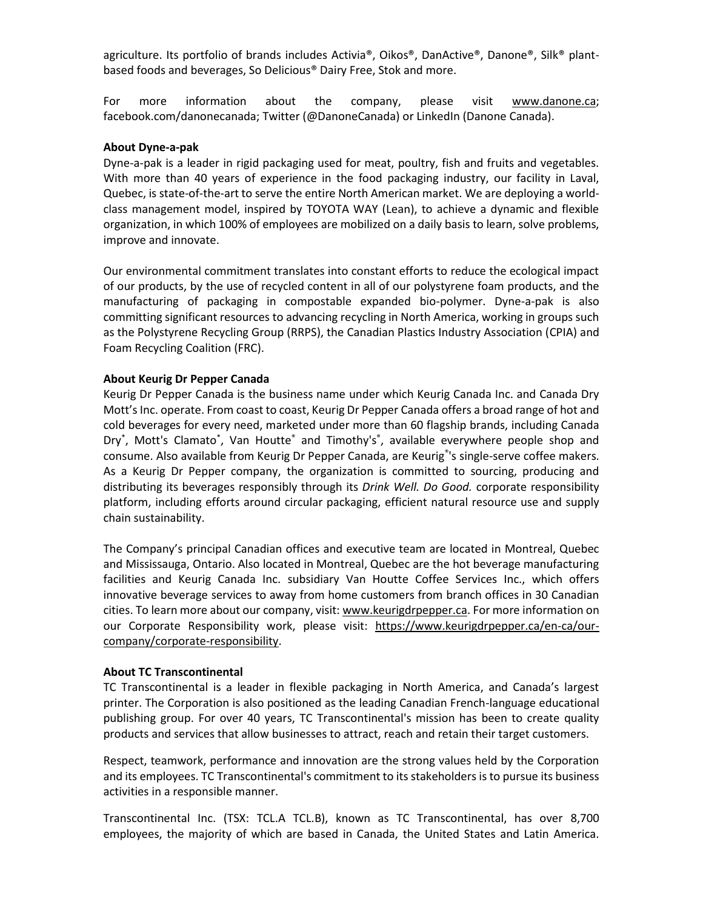agriculture. Its portfolio of brands includes Activia®, Oikos®, DanActive®, Danone®, Silk® plant-based foods and beverages, So Delicious® Dairy Free, Stok and more.

For more information about the company, please visit www.danone.ca; facebook.com/danonecanada; Twitter (@DanoneCanada) or LinkedIn (Danone Canada).

**About Dyne-a-pak**

Dyne-a-pak is a leader in rigid packaging used for meat, poultry, fish and fruits and vegetables. With more than 40 years of experience in the food packaging industry, our facility in Laval, Quebec, is state-of-the-art to serve the entire North American market. We are deploying a world-class management model, inspired by TOYOTA WAY (Lean), to achieve a dynamic and flexible organization, in which 100% of employees are mobilized on a daily basis to learn, solve problems, improve and innovate.

Our environmental commitment translates into constant efforts to reduce the ecological impact of our products, by the use of recycled content in all of our polystyrene foam products, and the manufacturing of packaging in compostable expanded bio-polymer. Dyne-a-pak is also committing significant resources to advancing recycling in North America, working in groups such as the Polystyrene Recycling Group (RRPS), the Canadian Plastics Industry Association (CPIA) and Foam Recycling Coalition (FRC).

**About Keurig Dr Pepper Canada**

Keurig Dr Pepper Canada is the business name under which Keurig Canada Inc. and Canada Dry Mott's Inc. operate. From coast to coast, Keurig Dr Pepper Canada offers a broad range of hot and cold beverages for every need, marketed under more than 60 flagship brands, including Canada Dry*, Mott's Clamato*, Van Houtte® and Timothy's®, available everywhere people shop and consume. Also available from Keurig Dr Pepper Canada, are Keurig®'s single-serve coffee makers. As a Keurig Dr Pepper company, the organization is committed to sourcing, producing and distributing its beverages responsibly through its *Drink Well. Do Good.* corporate responsibility platform, including efforts around circular packaging, efficient natural resource use and supply chain sustainability.

The Company's principal Canadian offices and executive team are located in Montreal, Quebec and Mississauga, Ontario. Also located in Montreal, Quebec are the hot beverage manufacturing facilities and Keurig Canada Inc. subsidiary Van Houtte Coffee Services Inc., which offers innovative beverage services to away from home customers from branch offices in 30 Canadian cities. To learn more about our company, visit: www.keurigdrpepper.ca. For more information on our Corporate Responsibility work, please visit: https://www.keurigdrpepper.ca/en-ca/our-company/corporate-responsibility.

**About TC Transcontinental**

TC Transcontinental is a leader in flexible packaging in North America, and Canada's largest printer. The Corporation is also positioned as the leading Canadian French-language educational publishing group. For over 40 years, TC Transcontinental's mission has been to create quality products and services that allow businesses to attract, reach and retain their target customers.

Respect, teamwork, performance and innovation are the strong values held by the Corporation and its employees. TC Transcontinental's commitment to its stakeholders is to pursue its business activities in a responsible manner.

Transcontinental Inc. (TSX: TCL.A TCL.B), known as TC Transcontinental, has over 8,700 employees, the majority of which are based in Canada, the United States and Latin America.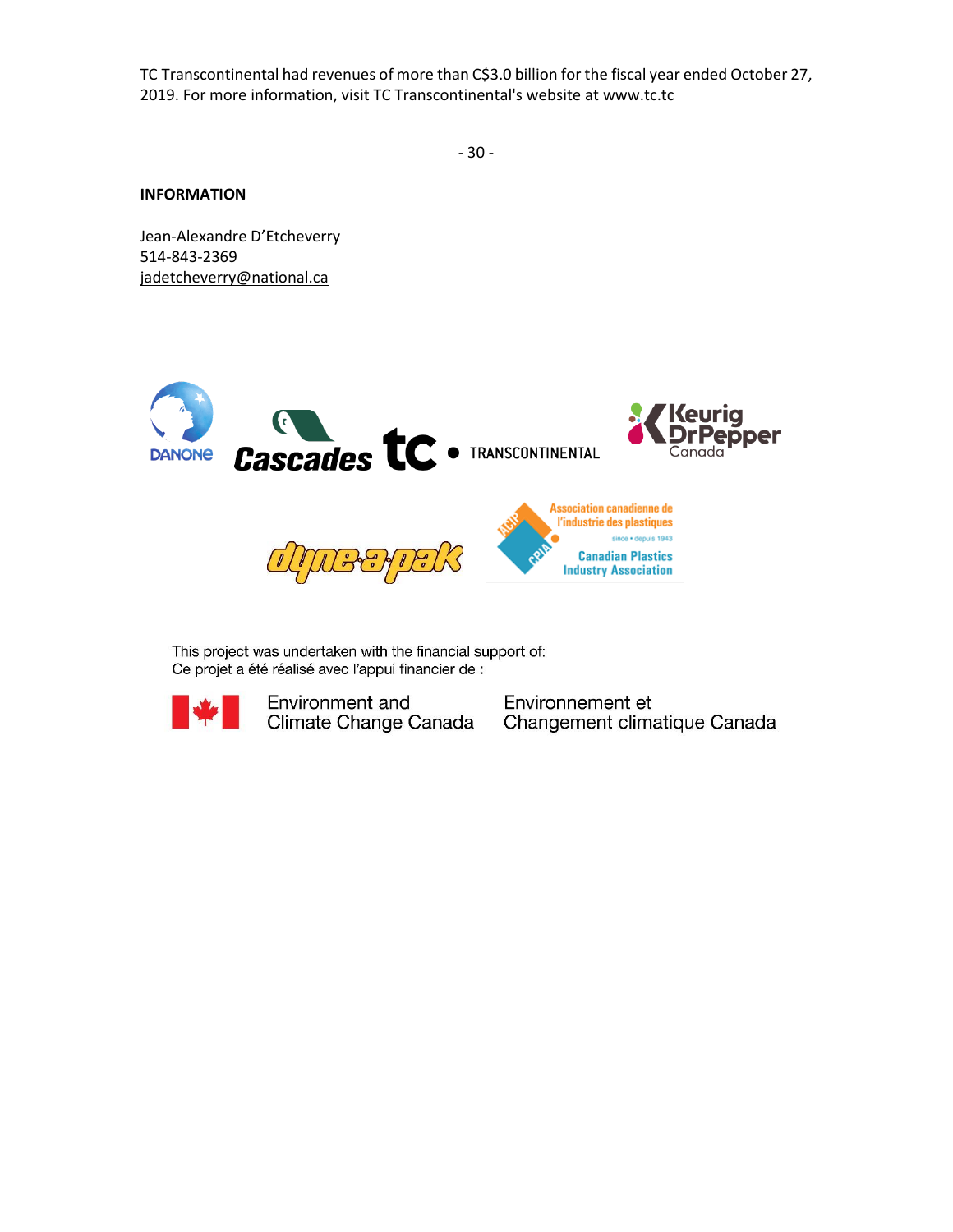TC Transcontinental had revenues of more than C$3.0 billion for the fiscal year ended October 27, 2019. For more information, visit TC Transcontinental's website at www.tc.tc

\- 30 -

**INFORMATION**

Jean-Alexandre D'Etcheverry
514-843-2369
jadetcheverry@national.ca

This project was undertaken with the financial support of:
Ce projet a été réalisé avec l'appui financier de :

Environment and Climate Change Canada
Environnement et Changement climatique Canada